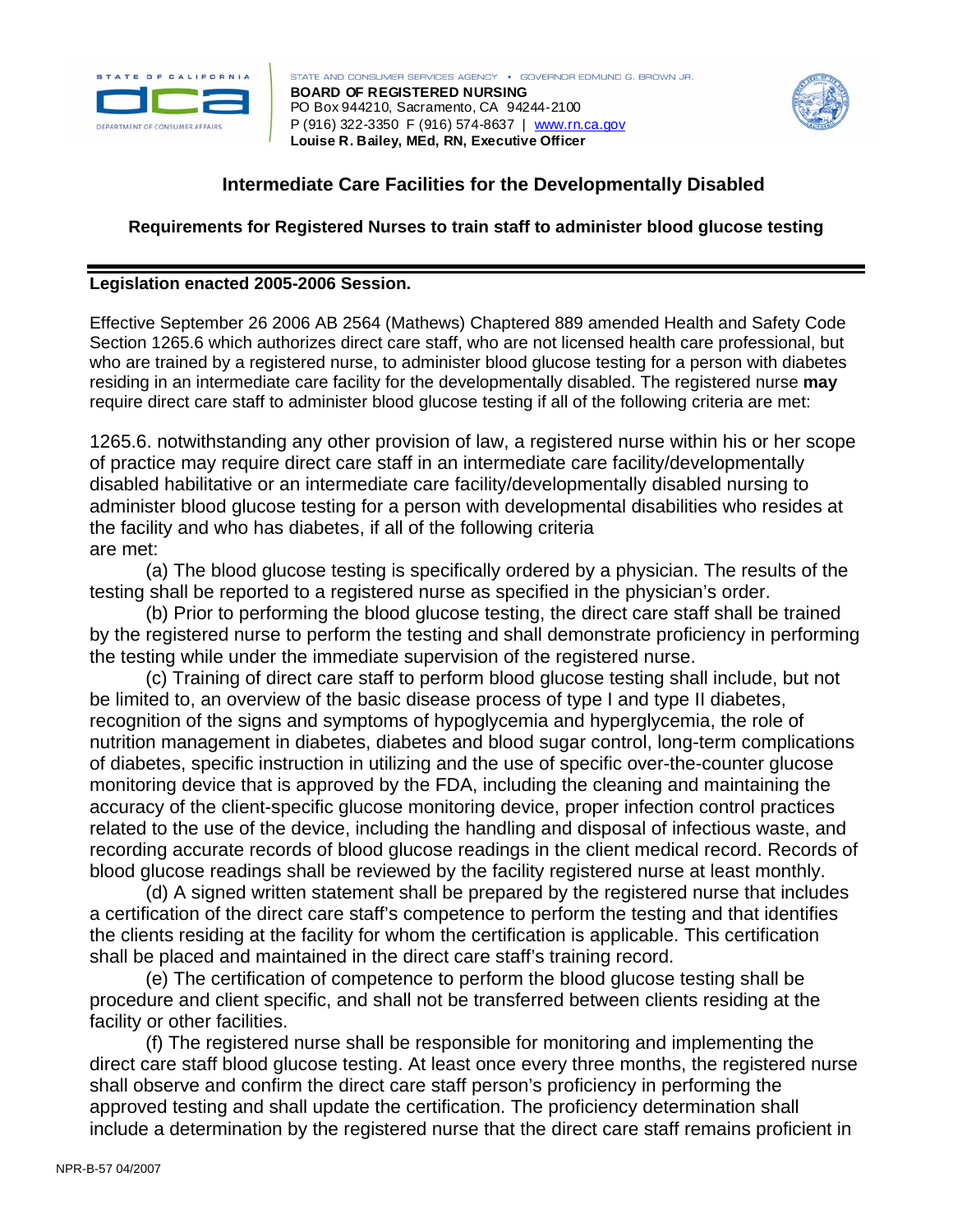STATE OF CALIFORNIA

DEPARTMENT OF CONSUMER AFFAIRS

STATE AND CONSUMER SERVICES AGENCY • GOVERNOR EDMUND G. BROWN JR.

**BOARD OF REGISTERED NURSING**
PO Box 944210, Sacramento, CA 94244-2100
P (916) 322-3350 F (916) 574-8637 | www.rn.ca.gov
**Louise R. Bailey, MEd, RN, Executive Officer**

## Intermediate Care Facilities for the Developmentally Disabled

### Requirements for Registered Nurses to train staff to administer blood glucose testing

---

**Legislation enacted 2005-2006 Session.**

Effective September 26 2006 AB 2564 (Mathews) Chaptered 889 amended Health and Safety Code Section 1265.6 which authorizes direct care staff, who are not licensed health care professional, but who are trained by a registered nurse, to administer blood glucose testing for a person with diabetes residing in an intermediate care facility for the developmentally disabled. The registered nurse **may** require direct care staff to administer blood glucose testing if all of the following criteria are met:

1265.6. notwithstanding any other provision of law, a registered nurse within his or her scope of practice may require direct care staff in an intermediate care facility/developmentally disabled habilitative or an intermediate care facility/developmentally disabled nursing to administer blood glucose testing for a person with developmental disabilities who resides at the facility and who has diabetes, if all of the following criteria are met:

(a) The blood glucose testing is specifically ordered by a physician. The results of the testing shall be reported to a registered nurse as specified in the physician's order.

(b) Prior to performing the blood glucose testing, the direct care staff shall be trained by the registered nurse to perform the testing and shall demonstrate proficiency in performing the testing while under the immediate supervision of the registered nurse.

(c) Training of direct care staff to perform blood glucose testing shall include, but not be limited to, an overview of the basic disease process of type I and type II diabetes, recognition of the signs and symptoms of hypoglycemia and hyperglycemia, the role of nutrition management in diabetes, diabetes and blood sugar control, long-term complications of diabetes, specific instruction in utilizing and the use of specific over-the-counter glucose monitoring device that is approved by the FDA, including the cleaning and maintaining the accuracy of the client-specific glucose monitoring device, proper infection control practices related to the use of the device, including the handling and disposal of infectious waste, and recording accurate records of blood glucose readings in the client medical record. Records of blood glucose readings shall be reviewed by the facility registered nurse at least monthly.

(d) A signed written statement shall be prepared by the registered nurse that includes a certification of the direct care staff's competence to perform the testing and that identifies the clients residing at the facility for whom the certification is applicable. This certification shall be placed and maintained in the direct care staff's training record.

(e) The certification of competence to perform the blood glucose testing shall be procedure and client specific, and shall not be transferred between clients residing at the facility or other facilities.

(f) The registered nurse shall be responsible for monitoring and implementing the direct care staff blood glucose testing. At least once every three months, the registered nurse shall observe and confirm the direct care staff person's proficiency in performing the approved testing and shall update the certification. The proficiency determination shall include a determination by the registered nurse that the direct care staff remains proficient in

NPR-B-57 04/2007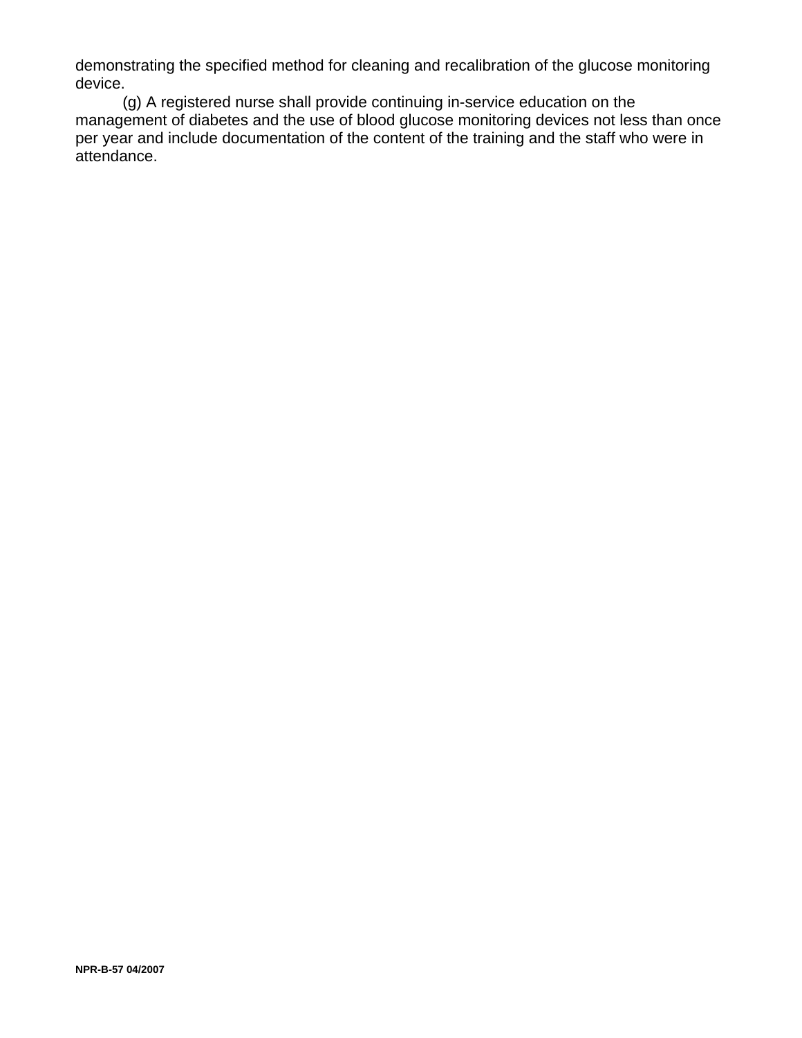demonstrating the specified method for cleaning and recalibration of the glucose monitoring device.

(g) A registered nurse shall provide continuing in-service education on the management of diabetes and the use of blood glucose monitoring devices not less than once per year and include documentation of the content of the training and the staff who were in attendance.